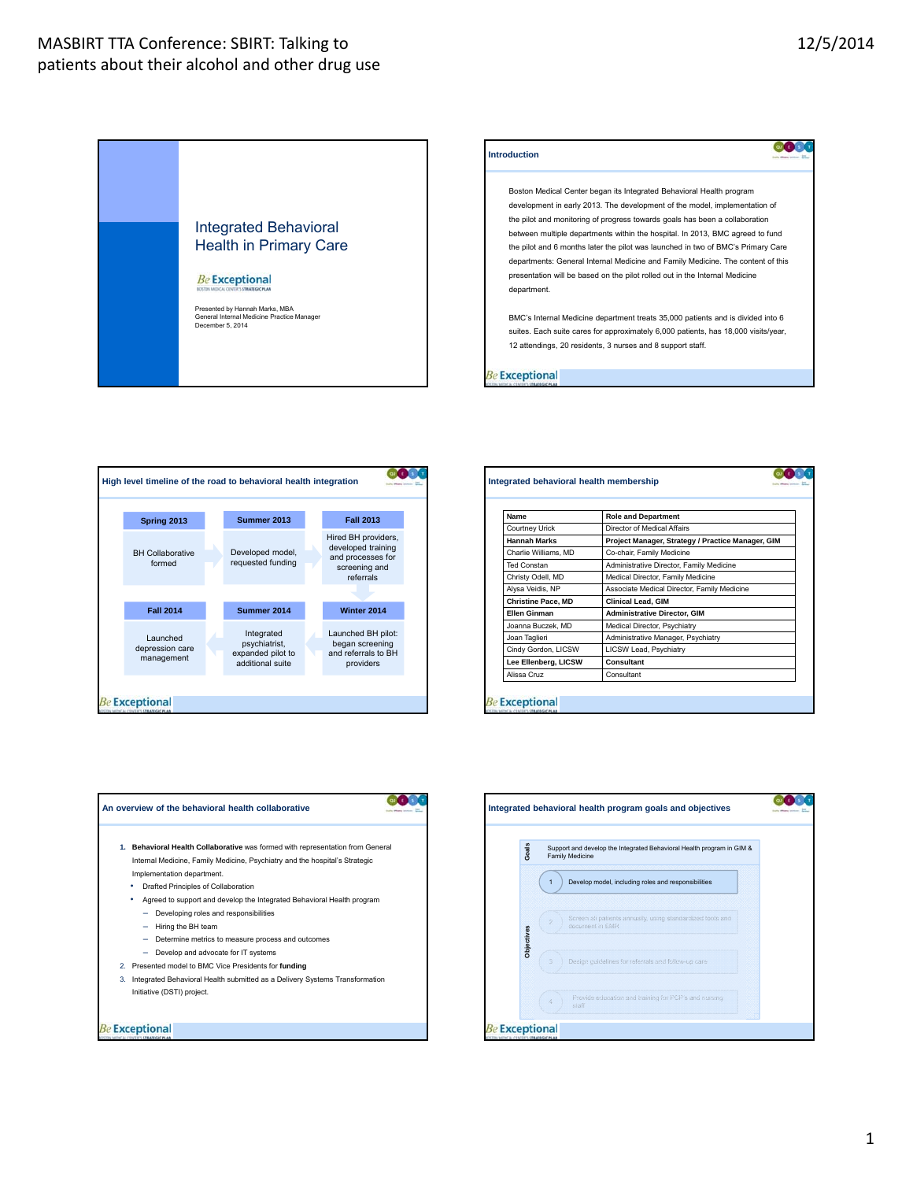# Integrated Behavioral Health in Primary Care

*Be* Exceptional
BOSTON MEDICAL CENTER'S STRATEGIC PLAN

Presented by Hannah Marks, MBA
General Internal Medicine Practice Manager
December 5, 2014

## Introduction

Boston Medical Center began its Integrated Behavioral Health program development in early 2013. The development of the model, implementation of the pilot and monitoring of progress towards goals has been a collaboration between multiple departments within the hospital. In 2013, BMC agreed to fund the pilot and 6 months later the pilot was launched in two of BMC's Primary Care departments: General Internal Medicine and Family Medicine. The content of this presentation will be based on the pilot rolled out in the Internal Medicine department.

BMC's Internal Medicine department treats 35,000 patients and is divided into 6 suites. Each suite cares for approximately 6,000 patients, has 18,000 visits/year, 12 attendings, 20 residents, 3 nurses and 8 support staff.

## High level timeline of the road to behavioral health integration

| Spring 2013 | Summer 2013 | Fall 2013 |
|---|---|---|
| BH Collaborative formed | Developed model, requested funding | Hired BH providers, developed training and processes for screening and referrals |

| Fall 2014 | Summer 2014 | Winter 2014 |
|---|---|---|
| Launched depression care management | Integrated psychiatrist, expanded pilot to additional suite | Launched BH pilot: began screening and referrals to BH providers |

## Integrated behavioral health membership

| Name | Role and Department |
|---|---|
| Courtney Urick | Director of Medical Affairs |
| **Hannah Marks** | **Project Manager, Strategy / Practice Manager, GIM** |
| Charlie Williams, MD | Co-chair, Family Medicine |
| Ted Constan | Administrative Director, Family Medicine |
| Christy Odell, MD | Medical Director, Family Medicine |
| Alysa Veidis, NP | Associate Medical Director, Family Medicine |
| **Christine Pace, MD** | **Clinical Lead, GIM** |
| **Ellen Ginman** | **Administrative Director, GIM** |
| Joanna Buczek, MD | Medical Director, Psychiatry |
| Joan Taglieri | Administrative Manager, Psychiatry |
| Cindy Gordon, LICSW | LICSW Lead, Psychiatry |
| **Lee Ellenberg, LICSW** | **Consultant** |
| Alissa Cruz | Consultant |

## An overview of the behavioral health collaborative

1. **Behavioral Health Collaborative** was formed with representation from General Internal Medicine, Family Medicine, Psychiatry and the hospital's Strategic Implementation department.
   - Drafted Principles of Collaboration
   - Agreed to support and develop the Integrated Behavioral Health program
     - Developing roles and responsibilities
     - Hiring the BH team
     - Determine metrics to measure process and outcomes
     - Develop and advocate for IT systems
2. Presented model to BMC Vice Presidents for **funding**
3. Integrated Behavioral Health submitted as a Delivery Systems Transformation Initiative (DSTI) project.

## Integrated behavioral health program goals and objectives

**Goals:** Support and develop the Integrated Behavioral Health program in GIM & Family Medicine

**Objectives:**

1. Develop model, including roles and responsibilities
2. Screen all patients annually, using standardized tools and document in EMR
3. Design guidelines for referrals and follow-up care
4. Provide education and training for PCP's and nursing staff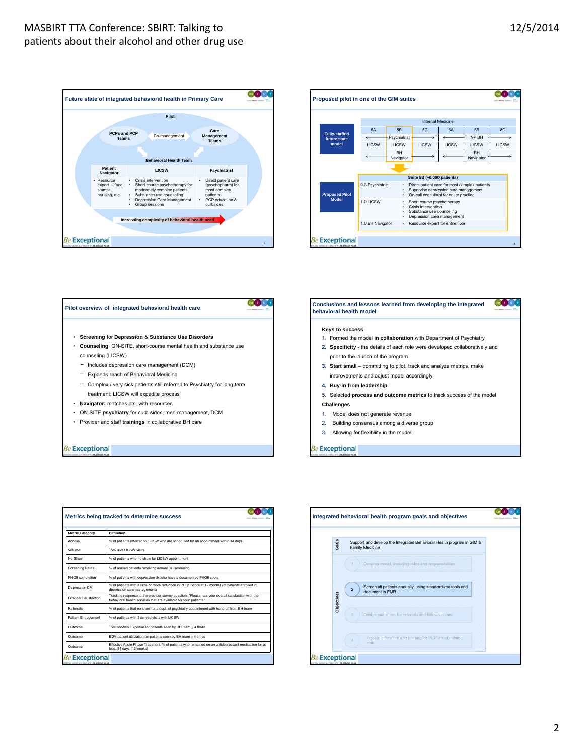## Future state of integrated behavioral health in Primary Care

Pilot

PCPs and PCP Teams — Co-management — Care Management Teams

Behavioral Health Team

| Patient Navigator | LICSW | Psychiatrist |
|---|---|---|
| • Resource expert – food stamps, housing, etc; | • Crisis intervention<br>• Short course psychotherapy for moderately complex patients<br>• Substance use counseling<br>• Depression Care Management<br>• Group sessions | • Direct patient care (psychopharm) for most complex patients<br>• PCP education & curbsides |

Increasing complexity of behavioral health need

## Proposed pilot in one of the GIM suites

**Fully-staffed future state model**

| Internal Medicine | | | | | |
|---|---|---|---|---|---|
| 5A | 5B | 5C | 6A | 6B | 6C |
| ← | Psychiatrist | → | ← | NP BH | → |
| LICSW | LICSW | LICSW | LICSW | LICSW | LICSW |
| ← | BH Navigator | → | ← | BH Navigator | → |

**Proposed Pilot Model**

| Suite 5B (~6,000 patients) | |
|---|---|
| 0.3 Psychiatrist | • Direct patient care for most complex patients<br>• Supervise depression care management<br>• On-call consultant for entire practice |
| 1.0 LICSW | • Short course psychotherapy<br>• Crisis intervention<br>• Substance use counseling<br>• Depression care management |
| 1.0 BH Navigator | • Resource expert for entire floor |

## Pilot overview of integrated behavioral health care

- **Screening** for **Depression & Substance Use Disorders**
- **Counseling**: ON-SITE, short-course mental health and substance use counseling (LICSW)
  - Includes depression care management (DCM)
  - Expands reach of Behavioral Medicine
  - Complex / very sick patients still referred to Psychiatry for long term treatment; LICSW will expedite process
- **Navigator:** matches pts. with resources
- ON-SITE **psychiatry** for curb-sides, med management, DCM
- Provider and staff **trainings** in collaborative BH care

## Conclusions and lessons learned from developing the integrated behavioral health model

**Keys to success**

1. Formed the model **in collaboration** with Department of Psychiatry
2. **Specificity** - the details of each role were developed collaboratively and prior to the launch of the program
3. **Start small** – committing to pilot, track and analyze metrics, make improvements and adjust model accordingly
4. **Buy-in from leadership**
5. Selected **process and outcome metrics** to track success of the model

**Challenges**

1. Model does not generate revenue
2. Building consensus among a diverse group
3. Allowing for flexibility in the model

## Metrics being tracked to determine success

| Metric Category | Definition |
|---|---|
| Access | % of patients referred to LICSW who are scheduled for an appointment within 14 days |
| Volume | Total # of LICSW visits |
| No Show | % of patients who no show for LICSW appointment |
| Screening Rates | % of arrived patients receiving annual BH screening |
| PHQ9 completion | % of patients with depression dx who have a documented PHQ9 score |
| Depression CM | % of patients with a 50% or more reduction in PHQ9 score at 12 months (of patients enrolled in depression care management) |
| Provider Satisfaction | Tracking response to the provider survey question: "Please rate your overall satisfaction with the behavioral health services that are available for your patients." |
| Referrals | % of patients that no show for a dept. of psychiatry appointment with hand-off from BH team |
| Patient Engagement | % of patients with 3 arrived visits with LICSW |
| Outcome | Total Medical Expense for patients seen by BH team $\geq$ 4 times |
| Outcome | ED/inpatient utilization for patients seen by BH team $\geq$ 4 times |
| Outcome | Effective Acute Phase Treatment: % of patients who remained on an antidepressant medication for at least 84 days (12 weeks) |

## Integrated behavioral health program goals and objectives

**Goals**

Support and develop the Integrated Behavioral Health program in GIM & Family Medicine

**Objectives**

1. Develop model, including roles and responsibilities
2. Screen all patients annually, using standardized tools and document in EMR
3. Design guidelines for referrals and follow-up care
4. Provide education and training for PCP's and nursing staff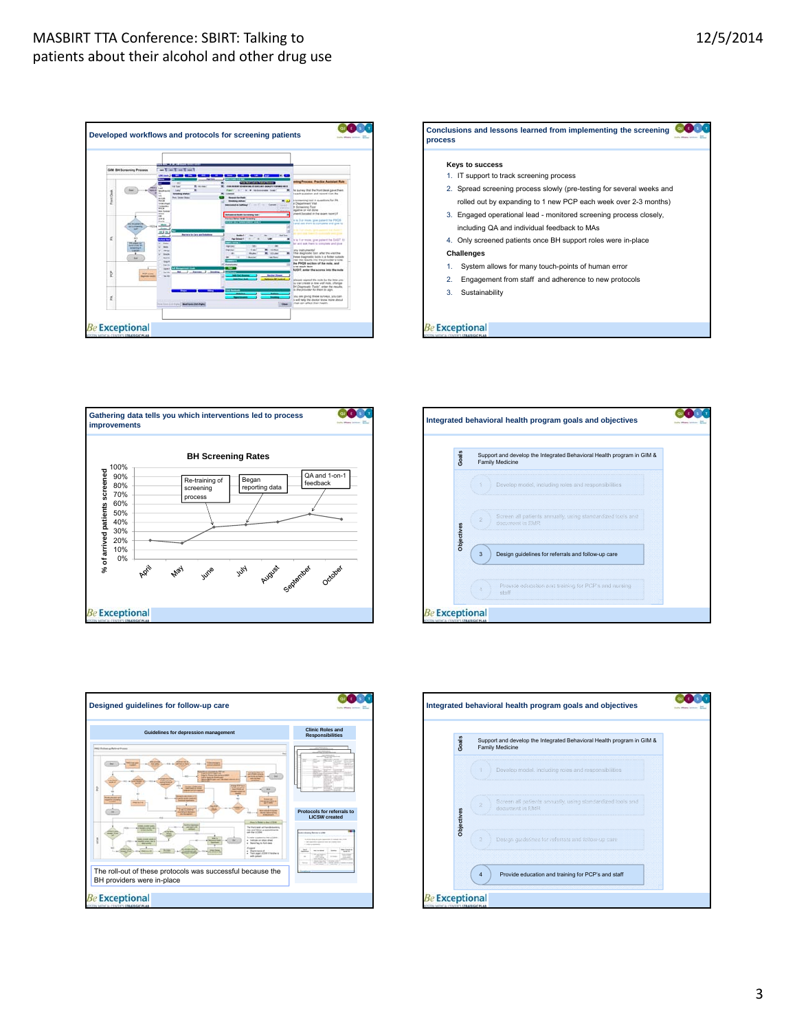## Developed workflows and protocols for screening patients

## Conclusions and lessons learned from implementing the screening process

**Keys to success**

1. IT support to track screening process
2. Spread screening process slowly (pre-testing for several weeks and rolled out by expanding to 1 new PCP each week over 2-3 months)
3. Engaged operational lead - monitored screening process closely, including QA and individual feedback to MAs
4. Only screened patients once BH support roles were in-place

**Challenges**

1. System allows for many touch-points of human error
2. Engagement from staff and adherence to new protocols
3. Sustainability

## Gathering data tells you which interventions led to process improvements

**BH Screening Rates**

Annotations: Re-training of screening process; Began reporting data; QA and 1-on-1 feedback

## Integrated behavioral health program goals and objectives

**Goals**

Support and develop the Integrated Behavioral Health program in GIM & Family Medicine

**Objectives**

1. Develop model, including roles and responsibilities
2. Screen all patients annually, using standardized tools and document in EMR
3. Design guidelines for referrals and follow-up care
4. Provide education and training for PCP's and nursing staff

## Designed guidelines for follow-up care

Guidelines for depression management

Clinic Roles and Responsibilities

Protocols for referrals to LICSW created

The roll-out of these protocols was successful because the BH providers were in-place

## Integrated behavioral health program goals and objectives

**Goals**

Support and develop the Integrated Behavioral Health program in GIM & Family Medicine

**Objectives**

1. Develop model, including roles and responsibilities
2. Screen all patients annually, using standardized tools and document in EMR
3. Design guidelines for referrals and follow-up care
4. Provide education and training for PCP's and staff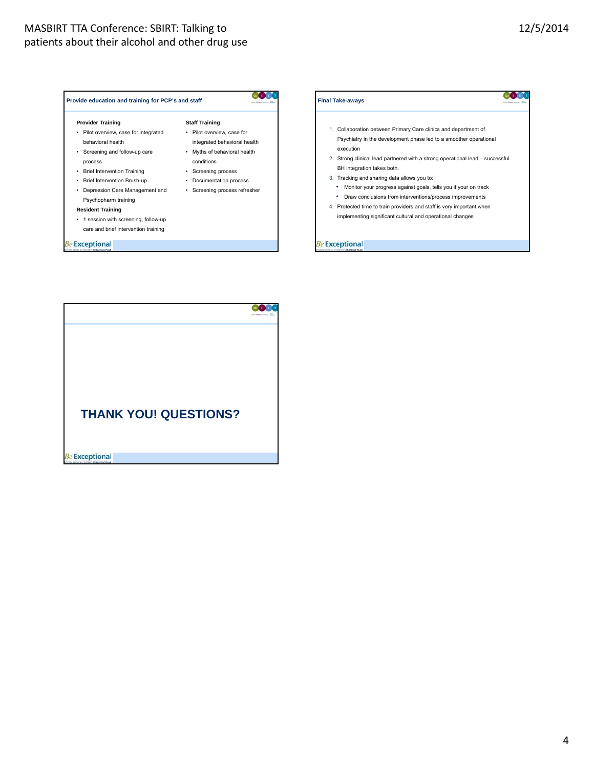## Provide education and training for PCP's and staff

**Provider Training**

- Pilot overview, case for integrated behavioral health
- Screening and follow-up care process
- Brief Intervention Training
- Brief Intervention Brush-up
- Depression Care Management and Psychopharm training

**Resident Training**

- 1 session with screening, follow-up care and brief intervention training

**Staff Training**

- Pilot overview, case for integrated behavioral health
- Myths of behavioral health conditions
- Screening process
- Documentation process
- Screening process refresher

*Be* Exceptional

## Final Take-aways

1. Collaboration between Primary Care clinics and department of Psychiatry in the development phase led to a smoother operational execution
2. Strong clinical lead partnered with a strong operational lead – successful BH integration takes both.
3. Tracking and sharing data allows you to:
   - Monitor your progress against goals, tells you if your on track
   - Draw conclusions from interventions/process improvements
4. Protected time to train providers and staff is very important when implementing significant cultural and operational changes

*Be* Exceptional

## THANK YOU! QUESTIONS?

*Be* Exceptional